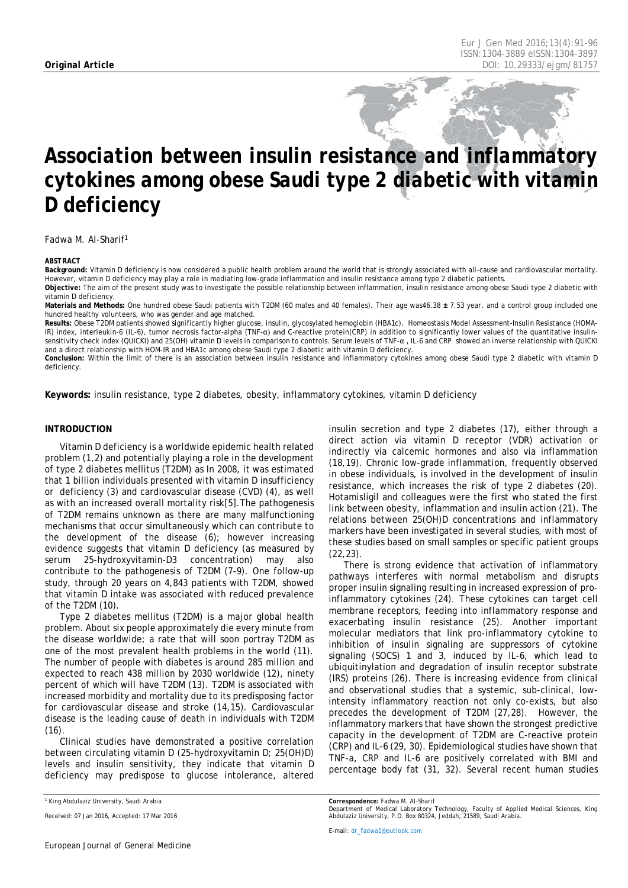**Original Article**

# Association between insulin resistance and inflammatory cytokines among obese Saudi type 2 diabetic with vitamin D deficiency

Fadwa M. Al-Sharif[1]

**ABSTRACT**

**Background:** Vitamin D deficiency is now considered a public health problem around the world that is strongly associated with all-cause and cardiovascular mortality. However, vitamin D deficiency may play a role in mediating low-grade inflammation and insulin resistance among type 2 diabetic patients.

**Objective:** The aim of the present study was to investigate the possible relationship between inflammation, insulin resistance among obese Saudi type 2 diabetic with vitamin D deficiency.

**Materials and Methods:** One hundred obese Saudi patients with T2DM (60 males and 40 females). Their age was46.38 ± 7.53 year, and a control group included one hundred healthy volunteers, who was gender and age matched.

**Results:** Obese T2DM patients showed significantly higher glucose, insulin, glycosylated hemoglobin (HBA1c), Homeostasis Model Assessment-Insulin Resistance (HOMA-IR) index, interleukin-6 (IL-6), tumor necrosis factor-alpha (TNF-α) and C-reactive protein(CRP) in addition to significantly lower values of the quantitative insulin-sensitivity check index (QUICKI) and 25(OH) vitamin D levels in comparison to controls. Serum levels of TNF-α , IL-6 and CRP showed an inverse relationship with QUICKI and a direct relationship with HOM-IR and HBA1c among obese Saudi type 2 diabetic with vitamin D deficiency.

**Conclusion:** Within the limit of there is an association between insulin resistance and inflammatory cytokines among obese Saudi type 2 diabetic with vitamin D deficiency.

**Keywords:** insulin resistance, type 2 diabetes, obesity, inflammatory cytokines, vitamin D deficiency

## INTRODUCTION

Vitamin D deficiency is a worldwide epidemic health related problem (1,2) and potentially playing a role in the development of type 2 diabetes mellitus (T2DM) as In 2008, it was estimated that 1 billion individuals presented with vitamin D insufficiency or deficiency (3) and cardiovascular disease (CVD) (4), as well as with an increased overall mortality risk[5].The pathogenesis of T2DM remains unknown as there are many malfunctioning mechanisms that occur simultaneously which can contribute to the development of the disease (6); however increasing evidence suggests that vitamin D deficiency (as measured by serum 25-hydroxyvitamin-D3 concentration) may also contribute to the pathogenesis of T2DM (7-9). One follow-up study, through 20 years on 4,843 patients with T2DM, showed that vitamin D intake was associated with reduced prevalence of the T2DM (10).

Type 2 diabetes mellitus (T2DM) is a major global health problem. About six people approximately die every minute from the disease worldwide; a rate that will soon portray T2DM as one of the most prevalent health problems in the world (11). The number of people with diabetes is around 285 million and expected to reach 438 million by 2030 worldwide (12), ninety percent of which will have T2DM (13). T2DM is associated with increased morbidity and mortality due to its predisposing factor for cardiovascular disease and stroke (14,15). Cardiovascular disease is the leading cause of death in individuals with T2DM (16).

Clinical studies have demonstrated a positive correlation between circulating vitamin D (25-hydroxyvitamin D; 25(OH)D) levels and insulin sensitivity, they indicate that vitamin D deficiency may predispose to glucose intolerance, altered insulin secretion and type 2 diabetes (17), either through a direct action via vitamin D receptor (VDR) activation or indirectly via calcemic hormones and also via inflammation (18,19). Chronic low-grade inflammation, frequently observed in obese individuals, is involved in the development of insulin resistance, which increases the risk of type 2 diabetes (20). Hotamisligil and colleagues were the first who stated the first link between obesity, inflammation and insulin action (21). The relations between 25(OH)D concentrations and inflammatory markers have been investigated in several studies, with most of these studies based on small samples or specific patient groups (22,23).

There is strong evidence that activation of inflammatory pathways interferes with normal metabolism and disrupts proper insulin signaling resulting in increased expression of pro-inflammatory cytokines (24). These cytokines can target cell membrane receptors, feeding into inflammatory response and exacerbating insulin resistance (25). Another important molecular mediators that link pro-inflammatory cytokine to inhibition of insulin signaling are suppressors of cytokine signaling (SOCS) 1 and 3, induced by IL-6, which lead to ubiquitinylation and degradation of insulin receptor substrate (IRS) proteins (26). There is increasing evidence from clinical and observational studies that a systemic, sub-clinical, low-intensity inflammatory reaction not only co-exists, but also precedes the development of T2DM (27,28). However, the inflammatory markers that have shown the strongest predictive capacity in the development of T2DM are C-reactive protein (CRP) and IL-6 (29, 30). Epidemiological studies have shown that TNF-a, CRP and IL-6 are positively correlated with BMI and percentage body fat (31, 32). Several recent human studies

[1] King Abdulaziz University, Saudi Arabia

Received: 07 Jan 2016, Accepted: 17 Mar 2016

**Correspondence:** Fadwa M. Al-Sharif
Department of Medical Laboratory Technology, Faculty of Applied Medical Sciences, King Abdulaziz University, P.O. Box 80324, Jeddah, 21589, Saudi Arabia.

E-mail: dr_fadwa1@outlook.com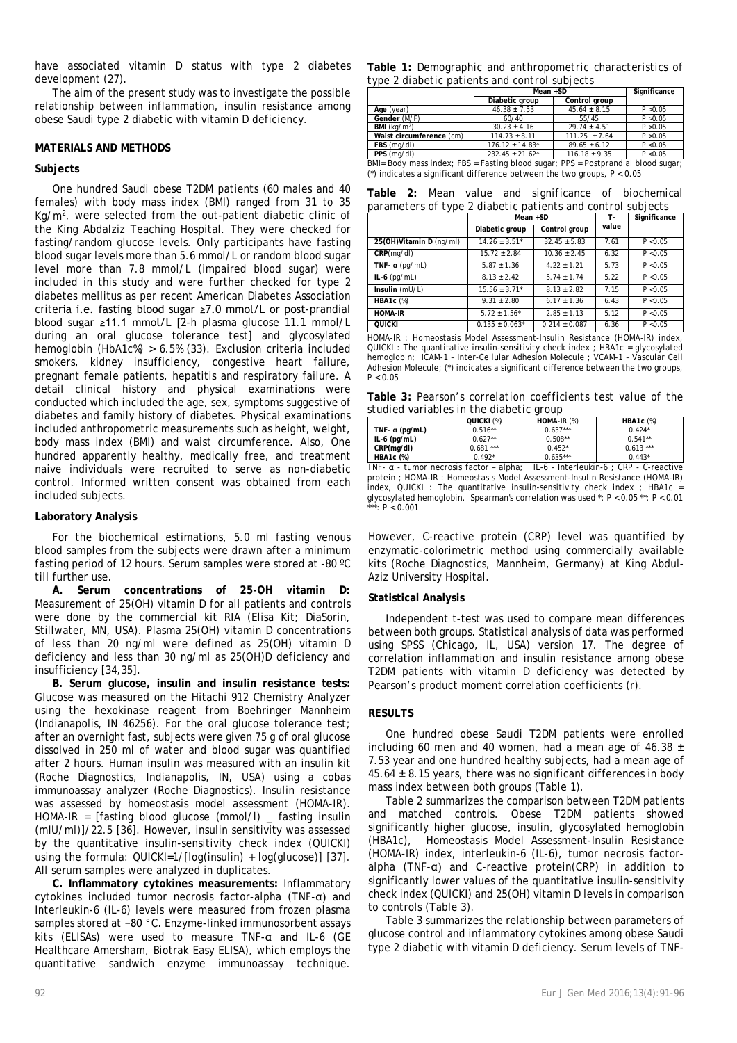have associated vitamin D status with type 2 diabetes development (27).

The aim of the present study was to investigate the possible relationship between inflammation, insulin resistance among obese Saudi type 2 diabetic with vitamin D deficiency.

## MATERIALS AND METHODS

### Subjects

One hundred Saudi obese T2DM patients (60 males and 40 females) with body mass index (BMI) ranged from 31 to 35 $Kg/m^2$, were selected from the out-patient diabetic clinic of the King Abdalziz Teaching Hospital. They were checked for fasting/random glucose levels. Only participants have fasting blood sugar levels more than 5.6 mmol/L or random blood sugar level more than 7.8 mmol/L (impaired blood sugar) were included in this study and were further checked for type 2 diabetes mellitus as per recent American Diabetes Association criteria i.e. fasting blood sugar ≥7.0 mmol/L or post-prandial blood sugar ≥11.1 mmol/L [2-h plasma glucose 11.1 mmol/L during an oral glucose tolerance test] and glycosylated hemoglobin (HbA1c%) > 6.5% (33). Exclusion criteria included smokers, kidney insufficiency, congestive heart failure, pregnant female patients, hepatitis and respiratory failure. A detail clinical history and physical examinations were conducted which included the age, sex, symptoms suggestive of diabetes and family history of diabetes. Physical examinations included anthropometric measurements such as height, weight, body mass index (BMI) and waist circumference. Also, One hundred apparently healthy, medically free, and treatment naive individuals were recruited to serve as non-diabetic control. Informed written consent was obtained from each included subjects.

### Laboratory Analysis

For the biochemical estimations, 5.0 ml fasting venous blood samples from the subjects were drawn after a minimum fasting period of 12 hours. Serum samples were stored at -80 ºC till further use.

**A. Serum concentrations of 25-OH vitamin D:** Measurement of 25(OH) vitamin D for all patients and controls were done by the commercial kit RIA (Elisa Kit; DiaSorin, Stillwater, MN, USA). Plasma 25(OH) vitamin D concentrations of less than 20 ng/ml were defined as 25(OH) vitamin D deficiency and less than 30 ng/ml as 25(OH)D deficiency and insufficiency [34,35].

**B. Serum glucose, insulin and insulin resistance tests:** Glucose was measured on the Hitachi 912 Chemistry Analyzer using the hexokinase reagent from Boehringer Mannheim (Indianapolis, IN 46256). For the oral glucose tolerance test; after an overnight fast, subjects were given 75 g of oral glucose dissolved in 250 ml of water and blood sugar was quantified after 2 hours. Human insulin was measured with an insulin kit (Roche Diagnostics, Indianapolis, IN, USA) using a cobas immunoassay analyzer (Roche Diagnostics). Insulin resistance was assessed by homeostasis model assessment (HOMA-IR). HOMA-IR = [fasting blood glucose (mmol/l) _ fasting insulin (mIU/ml)]/22.5 [36]. However, insulin sensitivity was assessed by the quantitative insulin-sensitivity check index (QUICKI) using the formula: QUICKI=1/[log(insulin) + log(glucose)] [37]. All serum samples were analyzed in duplicates.

**C. Inflammatory cytokines measurements:** Inflammatory cytokines included tumor necrosis factor-alpha (TNF-α) and Interleukin-6 (IL-6) levels were measured from frozen plasma samples stored at −80 °C. Enzyme-linked immunosorbent assays kits (ELISAs) were used to measure TNF-α and IL-6 (GE Healthcare Amersham, Biotrak Easy ELISA), which employs the quantitative sandwich enzyme immunoassay technique. However, C-reactive protein (CRP) level was quantified by enzymatic-colorimetric method using commercially available kits (Roche Diagnostics, Mannheim, Germany) at King Abdul-Aziz University Hospital.

### Statistical Analysis

Independent t-test was used to compare mean differences between both groups. Statistical analysis of data was performed using SPSS (Chicago, IL, USA) version 17. The degree of correlation inflammation and insulin resistance among obese T2DM patients with vitamin D deficiency was detected by Pearson's product moment correlation coefficients (r).

## RESULTS

One hundred obese Saudi T2DM patients were enrolled including 60 men and 40 women, had a mean age of 46.38 ± 7.53 year and one hundred healthy subjects, had a mean age of 45.64 ± 8.15 years, there was no significant differences in body mass index between both groups (Table 1).

Table 2 summarizes the comparison between T2DM patients and matched controls. Obese T2DM patients showed significantly higher glucose, insulin, glycosylated hemoglobin (HBA1c), Homeostasis Model Assessment-Insulin Resistance (HOMA-IR) index, interleukin-6 (IL-6), tumor necrosis factor-alpha (TNF-α) and C-reactive protein(CRP) in addition to significantly lower values of the quantitative insulin-sensitivity check index (QUICKI) and 25(OH) vitamin D levels in comparison to controls (Table 3).

Table 3 summarizes the relationship between parameters of glucose control and inflammatory cytokines among obese Saudi type 2 diabetic with vitamin D deficiency. Serum levels of TNF-

**Table 1:** Demographic and anthropometric characteristics of type 2 diabetic patients and control subjects

| | Mean +SD | | Significance |
|---|---|---|---|
| | Diabetic group | Control group | |
| **Age** (year) | 46.38 ± 7.53 | 45.64 ± 8.15 | P >0.05 |
| **Gender** (M/F) | 60/40 | 55/45 | P >0.05 |
| **BMI** ($kg/m^2$) | 30.23 ± 4.16 | 29.74 ± 4.51 | P >0.05 |
| **Waist circumference** (cm) | 114.73 ± 8.11 | 111.25 ± 7.64 | P >0.05 |
| **FBS** (mg/dl) | 176.12 ± 14.83* | 89.65 ± 6.12 | P <0.05 |
| **PPS** (mg/dl) | 232.45 ± 21.62* | 116.18 ± 9.35 | P <0.05 |

BMI= Body mass index; FBS = Fasting blood sugar; PPS = Postprandial blood sugar; (*) indicates a significant difference between the two groups, P < 0.05

**Table 2:** Mean value and significance of biochemical parameters of type 2 diabetic patients and control subjects

| | Mean +SD | | T-value | Significance |
|---|---|---|---|---|
| | Diabetic group | Control group | | |
| **25(OH)Vitamin D** (ng/ml) | 14.26 ± 3.51* | 32.45 ± 5.83 | 7.61 | P <0.05 |
| **CRP**(mg/dl) | 15.72 ± 2.84 | 10.36 ± 2.45 | 6.32 | P <0.05 |
| **TNF- α** (pg/mL) | 5.87 ± 1.36 | 4.22 ± 1.21 | 5.73 | P <0.05 |
| **IL-6** (pg/mL) | 8.13 ± 2.42 | 5.74 ± 1.74 | 5.22 | P <0.05 |
| **Insulin** (mU/L) | 15.56 ± 3.71* | 8.13 ± 2.82 | 7.15 | P <0.05 |
| **HBA1c** (%) | 9.31 ± 2.80 | 6.17 ± 1.36 | 6.43 | P <0.05 |
| **HOMA-IR** | 5.72 ± 1.56* | 2.85 ± 1.13 | 5.12 | P <0.05 |
| **QUICKI** | 0.135 ± 0.063* | 0.214 ± 0.087 | 6.36 | P <0.05 |

HOMA-IR : Homeostasis Model Assessment-Insulin Resistance (HOMA-IR) index, QUICKI : The quantitative insulin-sensitivity check index ; HBA1c = glycosylated hemoglobin; ICAM-1 – Inter-Cellular Adhesion Molecule ; VCAM-1 – Vascular Cell Adhesion Molecule; (*) indicates a significant difference between the two groups, P < 0.05

**Table 3:** Pearson's correlation coefficients test value of the studied variables in the diabetic group

| | QUICKI (%) | HOMA-IR (%) | HBA1c (%) |
|---|---|---|---|
| **TNF- α (pg/mL)** | 0.516** | 0.637*** | 0.424* |
| **IL-6 (pg/mL)** | 0.627** | 0.508** | 0.541** |
| **CRP(mg/dl)** | 0.681 *** | 0.452* | 0.613 *** |
| **HBA1c (%)** | 0.492* | 0.635*** | 0.443* |

TNF- α - tumor necrosis factor – alpha; IL-6 - Interleukin-6 ; CRP - C-reactive protein ; HOMA-IR : Homeostasis Model Assessment-Insulin Resistance (HOMA-IR) index, QUICKI : The quantitative insulin-sensitivity check index ; HBA1c = glycosylated hemoglobin. Spearman's correlation was used *: P < 0.05 **: P < 0.01 ***: P < 0.001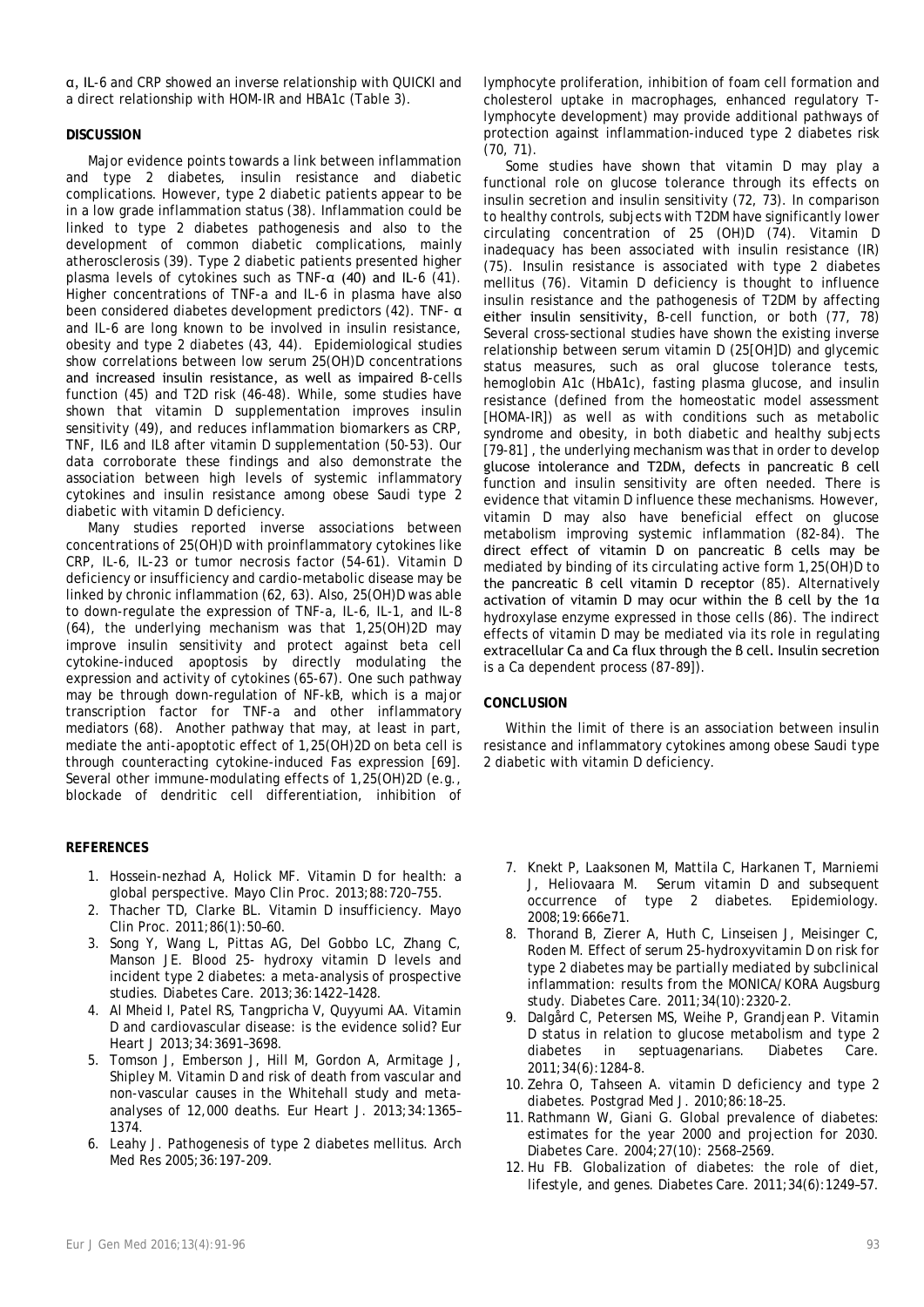α, IL-6 and CRP showed an inverse relationship with QUICKI and a direct relationship with HOM-IR and HBA1c (Table 3).

## DISCUSSION

Major evidence points towards a link between inflammation and type 2 diabetes, insulin resistance and diabetic complications. However, type 2 diabetic patients appear to be in a low grade inflammation status (38). Inflammation could be linked to type 2 diabetes pathogenesis and also to the development of common diabetic complications, mainly atherosclerosis (39). Type 2 diabetic patients presented higher plasma levels of cytokines such as TNF-α (40) and IL-6 (41). Higher concentrations of TNF-a and IL-6 in plasma have also been considered diabetes development predictors (42). TNF- α and IL-6 are long known to be involved in insulin resistance, obesity and type 2 diabetes (43, 44). Epidemiological studies show correlations between low serum 25(OH)D concentrations and increased insulin resistance, as well as impaired β-cells function (45) and T2D risk (46-48). While, some studies have shown that vitamin D supplementation improves insulin sensitivity (49), and reduces inflammation biomarkers as CRP, TNF, IL6 and IL8 after vitamin D supplementation (50-53). Our data corroborate these findings and also demonstrate the association between high levels of systemic inflammatory cytokines and insulin resistance among obese Saudi type 2 diabetic with vitamin D deficiency.

Many studies reported inverse associations between concentrations of 25(OH)D with proinflammatory cytokines like CRP, IL-6, IL-23 or tumor necrosis factor (54-61). Vitamin D deficiency or insufficiency and cardio-metabolic disease may be linked by chronic inflammation (62, 63). Also, 25(OH)D was able to down-regulate the expression of TNF-a, IL-6, IL-1, and IL-8 (64), the underlying mechanism was that 1,25(OH)2D may improve insulin sensitivity and protect against beta cell cytokine-induced apoptosis by directly modulating the expression and activity of cytokines (65-67). One such pathway may be through down-regulation of NF-kB, which is a major transcription factor for TNF-a and other inflammatory mediators (68). Another pathway that may, at least in part, mediate the anti-apoptotic effect of 1,25(OH)2D on beta cell is through counteracting cytokine-induced Fas expression [69]. Several other immune-modulating effects of 1,25(OH)2D (e.g., blockade of dendritic cell differentiation, inhibition of lymphocyte proliferation, inhibition of foam cell formation and cholesterol uptake in macrophages, enhanced regulatory T-lymphocyte development) may provide additional pathways of protection against inflammation-induced type 2 diabetes risk (70, 71).

Some studies have shown that vitamin D may play a functional role on glucose tolerance through its effects on insulin secretion and insulin sensitivity (72, 73). In comparison to healthy controls, subjects with T2DM have significantly lower circulating concentration of 25 (OH)D (74). Vitamin D inadequacy has been associated with insulin resistance (IR) (75). Insulin resistance is associated with type 2 diabetes mellitus (76). Vitamin D deficiency is thought to influence insulin resistance and the pathogenesis of T2DM by affecting either insulin sensitivity, β-cell function, or both (77, 78) Several cross-sectional studies have shown the existing inverse relationship between serum vitamin D (25[OH]D) and glycemic status measures, such as oral glucose tolerance tests, hemoglobin A1c (HbA1c), fasting plasma glucose, and insulin resistance (defined from the homeostatic model assessment [HOMA-IR]) as well as with conditions such as metabolic syndrome and obesity, in both diabetic and healthy subjects [79-81] , the underlying mechanism was that in order to develop glucose intolerance and T2DM, defects in pancreatic β cell function and insulin sensitivity are often needed. There is evidence that vitamin D influence these mechanisms. However, vitamin D may also have beneficial effect on glucose metabolism improving systemic inflammation (82-84). The direct effect of vitamin D on pancreatic β cells may be mediated by binding of its circulating active form 1,25(OH)D to the pancreatic β cell vitamin D receptor (85). Alternatively activation of vitamin D may ocur within the β cell by the 1α hydroxylase enzyme expressed in those cells (86). The indirect effects of vitamin D may be mediated via its role in regulating extracellular Ca and Ca flux through the β cell. Insulin secretion is a Ca dependent process (87-89]).

## CONCLUSION

Within the limit of there is an association between insulin resistance and inflammatory cytokines among obese Saudi type 2 diabetic with vitamin D deficiency.

## REFERENCES

1. Hossein-nezhad A, Holick MF. Vitamin D for health: a global perspective. Mayo Clin Proc. 2013;88:720–755.
2. Thacher TD, Clarke BL. Vitamin D insufficiency. Mayo Clin Proc. 2011;86(1):50–60.
3. Song Y, Wang L, Pittas AG, Del Gobbo LC, Zhang C, Manson JE. Blood 25- hydroxy vitamin D levels and incident type 2 diabetes: a meta-analysis of prospective studies. Diabetes Care. 2013;36:1422–1428.
4. Al Mheid I, Patel RS, Tangpricha V, Quyyumi AA. Vitamin D and cardiovascular disease: is the evidence solid? Eur Heart J 2013;34:3691–3698.
5. Tomson J, Emberson J, Hill M, Gordon A, Armitage J, Shipley M. Vitamin D and risk of death from vascular and non-vascular causes in the Whitehall study and meta-analyses of 12,000 deaths. Eur Heart J. 2013;34:1365–1374.
6. Leahy J. Pathogenesis of type 2 diabetes mellitus. Arch Med Res 2005;36:197-209.
7. Knekt P, Laaksonen M, Mattila C, Harkanen T, Marniemi J, Heliovaara M. Serum vitamin D and subsequent occurrence of type 2 diabetes. Epidemiology. 2008;19:666e71.
8. Thorand B, Zierer A, Huth C, Linseisen J, Meisinger C, Roden M. Effect of serum 25-hydroxyvitamin D on risk for type 2 diabetes may be partially mediated by subclinical inflammation: results from the MONICA/KORA Augsburg study. Diabetes Care. 2011;34(10):2320-2.
9. Dalgård C, Petersen MS, Weihe P, Grandjean P. Vitamin D status in relation to glucose metabolism and type 2 diabetes in septuagenarians. Diabetes Care. 2011;34(6):1284-8.
10. Zehra O, Tahseen A. vitamin D deficiency and type 2 diabetes. Postgrad Med J. 2010;86:18–25.
11. Rathmann W, Giani G. Global prevalence of diabetes: estimates for the year 2000 and projection for 2030. Diabetes Care. 2004;27(10): 2568–2569.
12. Hu FB. Globalization of diabetes: the role of diet, lifestyle, and genes. Diabetes Care. 2011;34(6):1249–57.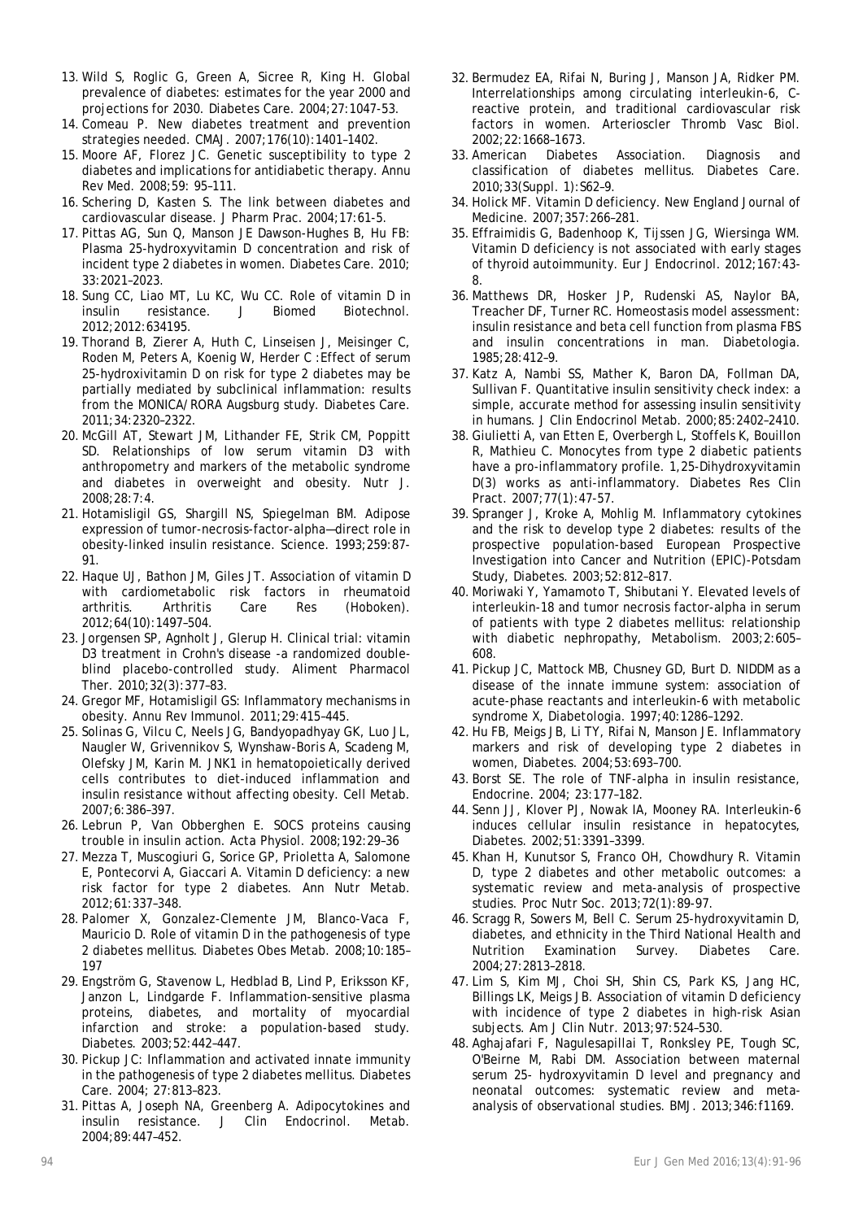13. Wild S, Roglic G, Green A, Sicree R, King H. Global prevalence of diabetes: estimates for the year 2000 and projections for 2030. Diabetes Care. 2004;27:1047-53.
14. Comeau P. New diabetes treatment and prevention strategies needed. CMAJ. 2007;176(10):1401–1402.
15. Moore AF, Florez JC. Genetic susceptibility to type 2 diabetes and implications for antidiabetic therapy. Annu Rev Med. 2008;59: 95–111.
16. Schering D, Kasten S. The link between diabetes and cardiovascular disease. J Pharm Prac. 2004;17:61-5.
17. Pittas AG, Sun Q, Manson JE Dawson-Hughes B, Hu FB: Plasma 25-hydroxyvitamin D concentration and risk of incident type 2 diabetes in women. Diabetes Care. 2010; 33:2021–2023.
18. Sung CC, Liao MT, Lu KC, Wu CC. Role of vitamin D in insulin resistance. J Biomed Biotechnol. 2012;2012:634195.
19. Thorand B, Zierer A, Huth C, Linseisen J, Meisinger C, Roden M, Peters A, Koenig W, Herder C :Effect of serum 25-hydroxivitamin D on risk for type 2 diabetes may be partially mediated by subclinical inflammation: results from the MONICA/RORA Augsburg study. Diabetes Care. 2011;34:2320–2322.
20. McGill AT, Stewart JM, Lithander FE, Strik CM, Poppitt SD. Relationships of low serum vitamin D3 with anthropometry and markers of the metabolic syndrome and diabetes in overweight and obesity. Nutr J. 2008;28:7:4.
21. Hotamisligil GS, Shargill NS, Spiegelman BM. Adipose expression of tumor-necrosis-factor-alpha—direct role in obesity-linked insulin resistance. Science. 1993;259:87-91.
22. Haque UJ, Bathon JM, Giles JT. Association of vitamin D with cardiometabolic risk factors in rheumatoid arthritis. Arthritis Care Res (Hoboken). 2012;64(10):1497–504.
23. Jorgensen SP, Agnholt J, Glerup H. Clinical trial: vitamin D3 treatment in Crohn's disease -a randomized double-blind placebo-controlled study. Aliment Pharmacol Ther. 2010;32(3):377–83.
24. Gregor MF, Hotamisligil GS: Inflammatory mechanisms in obesity. Annu Rev Immunol. 2011;29:415–445.
25. Solinas G, Vilcu C, Neels JG, Bandyopadhyay GK, Luo JL, Naugler W, Grivennikov S, Wynshaw-Boris A, Scadeng M, Olefsky JM, Karin M. JNK1 in hematopoietically derived cells contributes to diet-induced inflammation and insulin resistance without affecting obesity. Cell Metab. 2007;6:386–397.
26. Lebrun P, Van Obberghen E. SOCS proteins causing trouble in insulin action. Acta Physiol. 2008;192:29–36
27. Mezza T, Muscogiuri G, Sorice GP, Prioletta A, Salomone E, Pontecorvi A, Giaccari A. Vitamin D deficiency: a new risk factor for type 2 diabetes. Ann Nutr Metab. 2012;61:337–348.
28. Palomer X, Gonzalez-Clemente JM, Blanco-Vaca F, Mauricio D. Role of vitamin D in the pathogenesis of type 2 diabetes mellitus. Diabetes Obes Metab. 2008;10:185–197
29. Engström G, Stavenow L, Hedblad B, Lind P, Eriksson KF, Janzon L, Lindgarde F. Inflammation-sensitive plasma proteins, diabetes, and mortality of myocardial infarction and stroke: a population-based study. Diabetes. 2003;52:442–447.
30. Pickup JC: Inflammation and activated innate immunity in the pathogenesis of type 2 diabetes mellitus. Diabetes Care. 2004; 27:813–823.
31. Pittas A, Joseph NA, Greenberg A. Adipocytokines and insulin resistance. J Clin Endocrinol. Metab. 2004;89:447–452.
32. Bermudez EA, Rifai N, Buring J, Manson JA, Ridker PM. Interrelationships among circulating interleukin-6, C-reactive protein, and traditional cardiovascular risk factors in women. Arterioscler Thromb Vasc Biol. 2002;22:1668–1673.
33. American Diabetes Association. Diagnosis and classification of diabetes mellitus. Diabetes Care. 2010;33(Suppl. 1):S62–9.
34. Holick MF. Vitamin D deficiency. New England Journal of Medicine. 2007;357:266–281.
35. Effraimidis G, Badenhoop K, Tijssen JG, Wiersinga WM. Vitamin D deficiency is not associated with early stages of thyroid autoimmunity. Eur J Endocrinol. 2012;167:43-8.
36. Matthews DR, Hosker JP, Rudenski AS, Naylor BA, Treacher DF, Turner RC. Homeostasis model assessment: insulin resistance and beta cell function from plasma FBS and insulin concentrations in man. Diabetologia. 1985;28:412–9.
37. Katz A, Nambi SS, Mather K, Baron DA, Follman DA, Sullivan F. Quantitative insulin sensitivity check index: a simple, accurate method for assessing insulin sensitivity in humans. J Clin Endocrinol Metab. 2000;85:2402–2410.
38. Giulietti A, van Etten E, Overbergh L, Stoffels K, Bouillon R, Mathieu C. Monocytes from type 2 diabetic patients have a pro-inflammatory profile. 1,25-Dihydroxyvitamin D(3) works as anti-inflammatory. Diabetes Res Clin Pract. 2007;77(1):47-57.
39. Spranger J, Kroke A, Mohlig M. Inflammatory cytokines and the risk to develop type 2 diabetes: results of the prospective population-based European Prospective Investigation into Cancer and Nutrition (EPIC)-Potsdam Study, Diabetes. 2003;52:812–817.
40. Moriwaki Y, Yamamoto T, Shibutani Y. Elevated levels of interleukin-18 and tumor necrosis factor-alpha in serum of patients with type 2 diabetes mellitus: relationship with diabetic nephropathy, Metabolism. 2003;2:605–608.
41. Pickup JC, Mattock MB, Chusney GD, Burt D. NIDDM as a disease of the innate immune system: association of acute-phase reactants and interleukin-6 with metabolic syndrome X, Diabetologia. 1997;40:1286–1292.
42. Hu FB, Meigs JB, Li TY, Rifai N, Manson JE. Inflammatory markers and risk of developing type 2 diabetes in women, Diabetes. 2004;53:693–700.
43. Borst SE. The role of TNF-alpha in insulin resistance, Endocrine. 2004; 23:177–182.
44. Senn JJ, Klover PJ, Nowak IA, Mooney RA. Interleukin-6 induces cellular insulin resistance in hepatocytes, Diabetes. 2002;51:3391–3399.
45. Khan H, Kunutsor S, Franco OH, Chowdhury R. Vitamin D, type 2 diabetes and other metabolic outcomes: a systematic review and meta-analysis of prospective studies. Proc Nutr Soc. 2013;72(1):89-97.
46. Scragg R, Sowers M, Bell C. Serum 25-hydroxyvitamin D, diabetes, and ethnicity in the Third National Health and Nutrition Examination Survey. Diabetes Care. 2004;27:2813–2818.
47. Lim S, Kim MJ, Choi SH, Shin CS, Park KS, Jang HC, Billings LK, Meigs JB. Association of vitamin D deficiency with incidence of type 2 diabetes in high-risk Asian subjects. Am J Clin Nutr. 2013;97:524–530.
48. Aghajafari F, Nagulesapillai T, Ronksley PE, Tough SC, O'Beirne M, Rabi DM. Association between maternal serum 25- hydroxyvitamin D level and pregnancy and neonatal outcomes: systematic review and meta-analysis of observational studies. BMJ. 2013;346:f1169.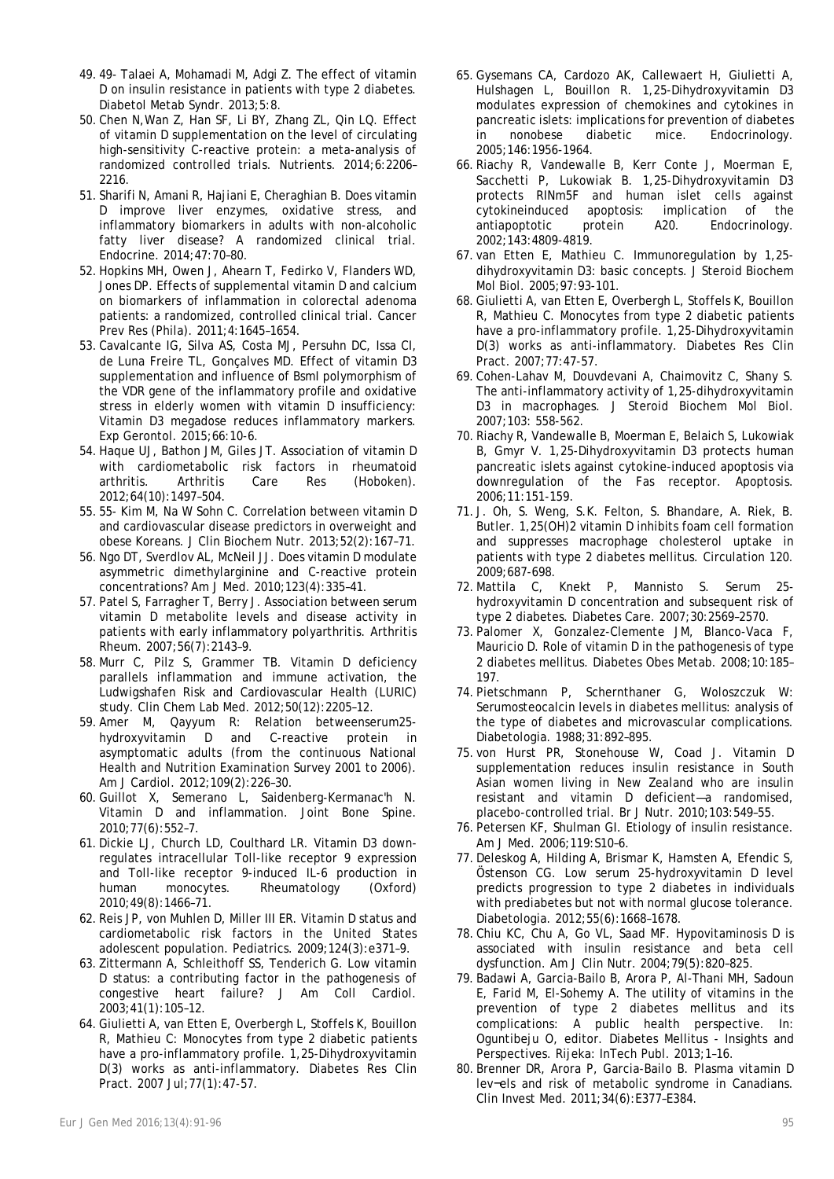49. 49- Talaei A, Mohamadi M, Adgi Z. The effect of vitamin D on insulin resistance in patients with type 2 diabetes. Diabetol Metab Syndr. 2013;5:8.
50. Chen N,Wan Z, Han SF, Li BY, Zhang ZL, Qin LQ. Effect of vitamin D supplementation on the level of circulating high-sensitivity C-reactive protein: a meta-analysis of randomized controlled trials. Nutrients. 2014;6:2206–2216.
51. Sharifi N, Amani R, Hajiani E, Cheraghian B. Does vitamin D improve liver enzymes, oxidative stress, and inflammatory biomarkers in adults with non-alcoholic fatty liver disease? A randomized clinical trial. Endocrine. 2014;47:70–80.
52. Hopkins MH, Owen J, Ahearn T, Fedirko V, Flanders WD, Jones DP. Effects of supplemental vitamin D and calcium on biomarkers of inflammation in colorectal adenoma patients: a randomized, controlled clinical trial. Cancer Prev Res (Phila). 2011;4:1645–1654.
53. Cavalcante IG, Silva AS, Costa MJ, Persuhn DC, Issa CI, de Luna Freire TL, Gonçalves MD. Effect of vitamin D3 supplementation and influence of BsmI polymorphism of the VDR gene of the inflammatory profile and oxidative stress in elderly women with vitamin D insufficiency: Vitamin D3 megadose reduces inflammatory markers. Exp Gerontol. 2015;66:10-6.
54. Haque UJ, Bathon JM, Giles JT. Association of vitamin D with cardiometabolic risk factors in rheumatoid arthritis. Arthritis Care Res (Hoboken). 2012;64(10):1497–504.
55. 55- Kim M, Na W Sohn C. Correlation between vitamin D and cardiovascular disease predictors in overweight and obese Koreans. J Clin Biochem Nutr. 2013;52(2):167–71.
56. Ngo DT, Sverdlov AL, McNeil JJ. Does vitamin D modulate asymmetric dimethylarginine and C-reactive protein concentrations? Am J Med. 2010;123(4):335–41.
57. Patel S, Farragher T, Berry J. Association between serum vitamin D metabolite levels and disease activity in patients with early inflammatory polyarthritis. Arthritis Rheum. 2007;56(7):2143–9.
58. Murr C, Pilz S, Grammer TB. Vitamin D deficiency parallels inflammation and immune activation, the Ludwigshafen Risk and Cardiovascular Health (LURIC) study. Clin Chem Lab Med. 2012;50(12):2205–12.
59. Amer M, Qayyum R: Relation betweenserum25-hydroxyvitamin D and C-reactive protein in asymptomatic adults (from the continuous National Health and Nutrition Examination Survey 2001 to 2006). Am J Cardiol. 2012;109(2):226–30.
60. Guillot X, Semerano L, Saidenberg-Kermanac'h N. Vitamin D and inflammation. Joint Bone Spine. 2010;77(6):552–7.
61. Dickie LJ, Church LD, Coulthard LR. Vitamin D3 down-regulates intracellular Toll-like receptor 9 expression and Toll-like receptor 9-induced IL-6 production in human monocytes. Rheumatology (Oxford) 2010;49(8):1466–71.
62. Reis JP, von Muhlen D, Miller III ER. Vitamin D status and cardiometabolic risk factors in the United States adolescent population. Pediatrics. 2009;124(3):e371–9.
63. Zittermann A, Schleithoff SS, Tenderich G. Low vitamin D status: a contributing factor in the pathogenesis of congestive heart failure? J Am Coll Cardiol. 2003;41(1):105–12.
64. Giulietti A, van Etten E, Overbergh L, Stoffels K, Bouillon R, Mathieu C: Monocytes from type 2 diabetic patients have a pro-inflammatory profile. 1,25-Dihydroxyvitamin D(3) works as anti-inflammatory. Diabetes Res Clin Pract. 2007 Jul;77(1):47-57.
65. Gysemans CA, Cardozo AK, Callewaert H, Giulietti A, Hulshagen L, Bouillon R. 1,25-Dihydroxyvitamin D3 modulates expression of chemokines and cytokines in pancreatic islets: implications for prevention of diabetes in nonobese diabetic mice. Endocrinology. 2005;146:1956-1964.
66. Riachy R, Vandewalle B, Kerr Conte J, Moerman E, Sacchetti P, Lukowiak B. 1,25-Dihydroxyvitamin D3 protects RINm5F and human islet cells against cytokineinduced apoptosis: implication of the antiapoptotic protein A20. Endocrinology. 2002;143:4809-4819.
67. van Etten E, Mathieu C. Immunoregulation by 1,25-dihydroxyvitamin D3: basic concepts. J Steroid Biochem Mol Biol. 2005;97:93-101.
68. Giulietti A, van Etten E, Overbergh L, Stoffels K, Bouillon R, Mathieu C. Monocytes from type 2 diabetic patients have a pro-inflammatory profile. 1,25-Dihydroxyvitamin D(3) works as anti-inflammatory. Diabetes Res Clin Pract. 2007;77:47-57.
69. Cohen-Lahav M, Douvdevani A, Chaimovitz C, Shany S. The anti-inflammatory activity of 1,25-dihydroxyvitamin D3 in macrophages. J Steroid Biochem Mol Biol. 2007;103: 558-562.
70. Riachy R, Vandewalle B, Moerman E, Belaich S, Lukowiak B, Gmyr V. 1,25-Dihydroxyvitamin D3 protects human pancreatic islets against cytokine-induced apoptosis via downregulation of the Fas receptor. Apoptosis. 2006;11:151-159.
71. J. Oh, S. Weng, S.K. Felton, S. Bhandare, A. Riek, B. Butler. 1,25(OH)2 vitamin D inhibits foam cell formation and suppresses macrophage cholesterol uptake in patients with type 2 diabetes mellitus. Circulation 120. 2009;687-698.
72. Mattila C, Knekt P, Mannisto S. Serum 25-hydroxyvitamin D concentration and subsequent risk of type 2 diabetes. Diabetes Care. 2007;30:2569–2570.
73. Palomer X, Gonzalez-Clemente JM, Blanco-Vaca F, Mauricio D. Role of vitamin D in the pathogenesis of type 2 diabetes mellitus. Diabetes Obes Metab. 2008;10:185–197.
74. Pietschmann P, Schernthaner G, Woloszczuk W: Serumosteocalcin levels in diabetes mellitus: analysis of the type of diabetes and microvascular complications. Diabetologia. 1988;31:892–895.
75. von Hurst PR, Stonehouse W, Coad J. Vitamin D supplementation reduces insulin resistance in South Asian women living in New Zealand who are insulin resistant and vitamin D deficient—a randomised, placebo-controlled trial. Br J Nutr. 2010;103:549–55.
76. Petersen KF, Shulman GI. Etiology of insulin resistance. Am J Med. 2006;119:S10–6.
77. Deleskog A, Hilding A, Brismar K, Hamsten A, Efendic S, Östenson CG. Low serum 25-hydroxyvitamin D level predicts progression to type 2 diabetes in individuals with prediabetes but not with normal glucose tolerance. Diabetologia. 2012;55(6):1668–1678.
78. Chiu KC, Chu A, Go VL, Saad MF. Hypovitaminosis D is associated with insulin resistance and beta cell dysfunction. Am J Clin Nutr. 2004;79(5):820–825.
79. Badawi A, Garcia-Bailo B, Arora P, Al-Thani MH, Sadoun E, Farid M, El-Sohemy A. The utility of vitamins in the prevention of type 2 diabetes mellitus and its complications: A public health perspective. In: Oguntibeju O, editor. Diabetes Mellitus - Insights and Perspectives. Rijeka: InTech Publ. 2013;1–16.
80. Brenner DR, Arora P, Garcia-Bailo B. Plasma vitamin D lev–els and risk of metabolic syndrome in Canadians. Clin Invest Med. 2011;34(6):E377–E384.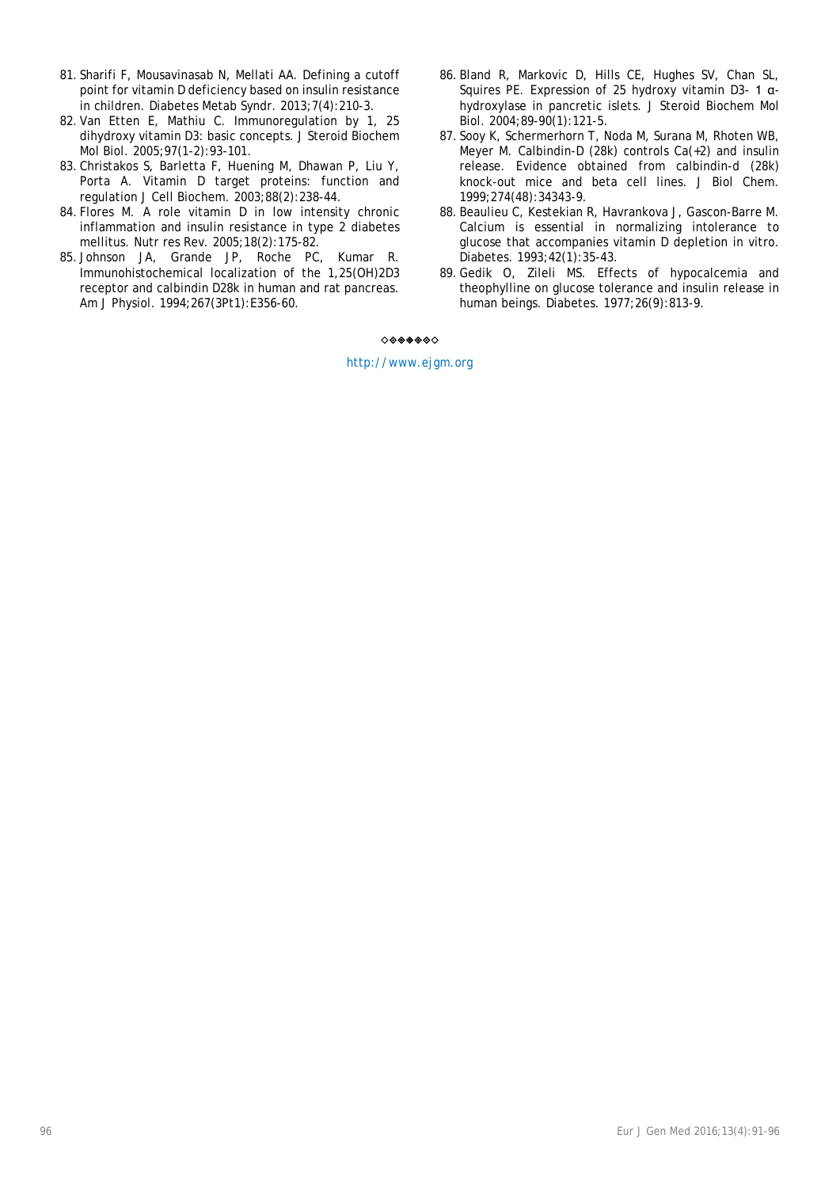81. Sharifi F, Mousavinasab N, Mellati AA. Defining a cutoff point for vitamin D deficiency based on insulin resistance in children. Diabetes Metab Syndr. 2013;7(4):210-3.
82. Van Etten E, Mathiu C. Immunoregulation by 1, 25 dihydroxy vitamin D3: basic concepts. J Steroid Biochem Mol Biol. 2005;97(1-2):93-101.
83. Christakos S, Barletta F, Huening M, Dhawan P, Liu Y, Porta A. Vitamin D target proteins: function and regulation J Cell Biochem. 2003;88(2):238-44.
84. Flores M. A role vitamin D in low intensity chronic inflammation and insulin resistance in type 2 diabetes mellitus. Nutr res Rev. 2005;18(2):175-82.
85. Johnson JA, Grande JP, Roche PC, Kumar R. Immunohistochemical localization of the 1,25(OH)2D3 receptor and calbindin D28k in human and rat pancreas. Am J Physiol. 1994;267(3Pt1):E356-60.
86. Bland R, Markovic D, Hills CE, Hughes SV, Chan SL, Squires PE. Expression of 25 hydroxy vitamin D3- 1 α-hydroxylase in pancretic islets. J Steroid Biochem Mol Biol. 2004;89-90(1):121-5.
87. Sooy K, Schermerhorn T, Noda M, Surana M, Rhoten WB, Meyer M. Calbindin-D (28k) controls Ca(+2) and insulin release. Evidence obtained from calbindin-d (28k) knock-out mice and beta cell lines. J Biol Chem. 1999;274(48):34343-9.
88. Beaulieu C, Kestekian R, Havrankova J, Gascon-Barre M. Calcium is essential in normalizing intolerance to glucose that accompanies vitamin D depletion in vitro. Diabetes. 1993;42(1):35-43.
89. Gedik O, Zileli MS. Effects of hypocalcemia and theophylline on glucose tolerance and insulin release in human beings. Diabetes. 1977;26(9):813-9.

◇◈◈◈◈◈◇

http://www.ejgm.org